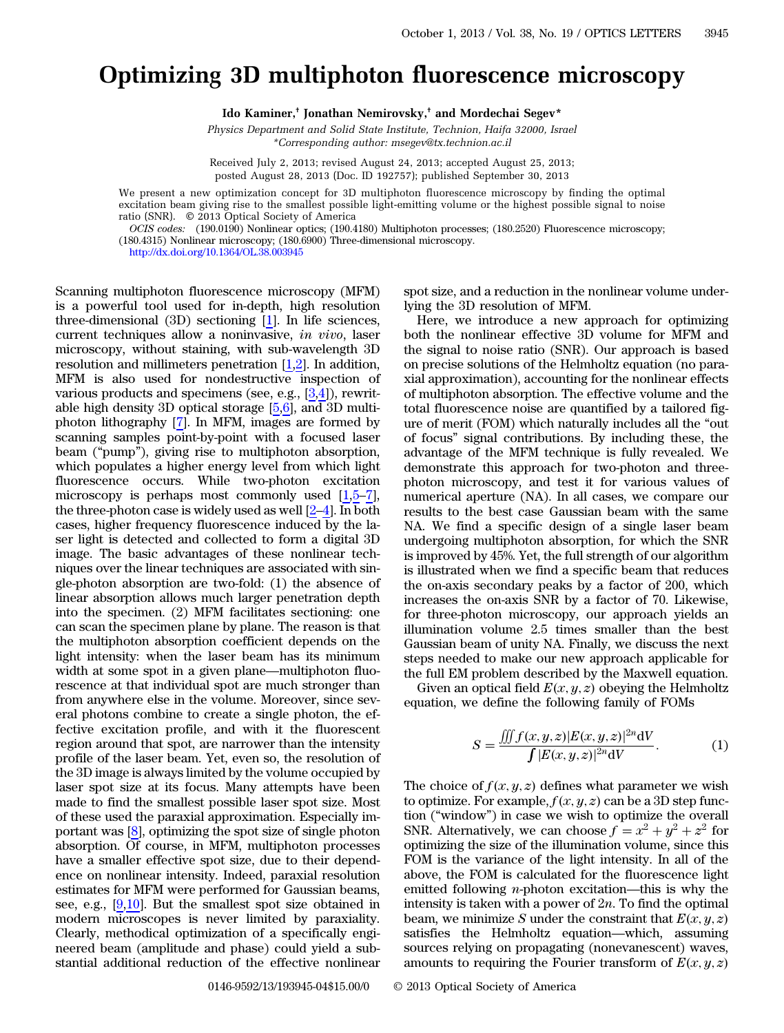# Optimizing 3D multiphoton fluorescence microscopy

**Ido Kaminer,† Jonathan Nemirovsky,† and Mordechai Segev***

*Physics Department and Solid State Institute, Technion, Haifa 32000, Israel*
*\*Corresponding author: msegev@tx.technion.ac.il*

Received July 2, 2013; revised August 24, 2013; accepted August 25, 2013;
posted August 28, 2013 (Doc. ID 192757); published September 30, 2013

We present a new optimization concept for 3D multiphoton fluorescence microscopy by finding the optimal excitation beam giving rise to the smallest possible light-emitting volume or the highest possible signal to noise ratio (SNR). © 2013 Optical Society of America

*OCIS codes:* (190.0190) Nonlinear optics; (190.4180) Multiphoton processes; (180.2520) Fluorescence microscopy; (180.4315) Nonlinear microscopy; (180.6900) Three-dimensional microscopy.
http://dx.doi.org/10.1364/OL.38.003945

Scanning multiphoton fluorescence microscopy (MFM) is a powerful tool used for in-depth, high resolution three-dimensional (3D) sectioning [1]. In life sciences, current techniques allow a noninvasive, *in vivo*, laser microscopy, without staining, with sub-wavelength 3D resolution and millimeters penetration [1,2]. In addition, MFM is also used for nondestructive inspection of various products and specimens (see, e.g., [3,4]), rewritable high density 3D optical storage [5,6], and 3D multiphoton lithography [7]. In MFM, images are formed by scanning samples point-by-point with a focused laser beam ("pump"), giving rise to multiphoton absorption, which populates a higher energy level from which light fluorescence occurs. While two-photon excitation microscopy is perhaps most commonly used [1,5–7], the three-photon case is widely used as well [2–4]. In both cases, higher frequency fluorescence induced by the laser light is detected and collected to form a digital 3D image. The basic advantages of these nonlinear techniques over the linear techniques are associated with single-photon absorption are two-fold: (1) the absence of linear absorption allows much larger penetration depth into the specimen. (2) MFM facilitates sectioning: one can scan the specimen plane by plane. The reason is that the multiphoton absorption coefficient depends on the light intensity: when the laser beam has its minimum width at some spot in a given plane—multiphoton fluorescence at that individual spot are much stronger than from anywhere else in the volume. Moreover, since several photons combine to create a single photon, the effective excitation profile, and with it the fluorescent region around that spot, are narrower than the intensity profile of the laser beam. Yet, even so, the resolution of the 3D image is always limited by the volume occupied by laser spot size at its focus. Many attempts have been made to find the smallest possible laser spot size. Most of these used the paraxial approximation. Especially important was [8], optimizing the spot size of single photon absorption. Of course, in MFM, multiphoton processes have a smaller effective spot size, due to their dependence on nonlinear intensity. Indeed, paraxial resolution estimates for MFM were performed for Gaussian beams, see, e.g., [9,10]. But the smallest spot size obtained in modern microscopes is never limited by paraxiality. Clearly, methodical optimization of a specifically engineered beam (amplitude and phase) could yield a substantial additional reduction of the effective nonlinear spot size, and a reduction in the nonlinear volume underlying the 3D resolution of MFM.

Here, we introduce a new approach for optimizing both the nonlinear effective 3D volume for MFM and the signal to noise ratio (SNR). Our approach is based on precise solutions of the Helmholtz equation (no paraxial approximation), accounting for the nonlinear effects of multiphoton absorption. The effective volume and the total fluorescence noise are quantified by a tailored figure of merit (FOM) which naturally includes all the "out of focus" signal contributions. By including these, the advantage of the MFM technique is fully revealed. We demonstrate this approach for two-photon and three-photon microscopy, and test it for various values of numerical aperture (NA). In all cases, we compare our results to the best case Gaussian beam with the same NA. We find a specific design of a single laser beam undergoing multiphoton absorption, for which the SNR is improved by 45%. Yet, the full strength of our algorithm is illustrated when we find a specific beam that reduces the on-axis secondary peaks by a factor of 200, which increases the on-axis SNR by a factor of 70. Likewise, for three-photon microscopy, our approach yields an illumination volume 2.5 times smaller than the best Gaussian beam of unity NA. Finally, we discuss the next steps needed to make our new approach applicable for the full EM problem described by the Maxwell equation.

Given an optical field $E(x, y, z)$ obeying the Helmholtz equation, we define the following family of FOMs

$$S = \frac{\iiint f(x, y, z)|E(x, y, z)|^{2n} \mathrm{d}V}{\int |E(x, y, z)|^{2n} \mathrm{d}V}. \tag{1}$$

The choice of $f(x, y, z)$ defines what parameter we wish to optimize. For example, $f(x, y, z)$ can be a 3D step function ("window") in case we wish to optimize the overall SNR. Alternatively, we can choose $f = x^2 + y^2 + z^2$ for optimizing the size of the illumination volume, since this FOM is the variance of the light intensity. In all of the above, the FOM is calculated for the fluorescence light emitted following $n$-photon excitation—this is why the intensity is taken with a power of $2n$. To find the optimal beam, we minimize $S$ under the constraint that $E(x, y, z)$ satisfies the Helmholtz equation—which, assuming sources relying on propagating (nonevanescent) waves, amounts to requiring the Fourier transform of $E(x, y, z)$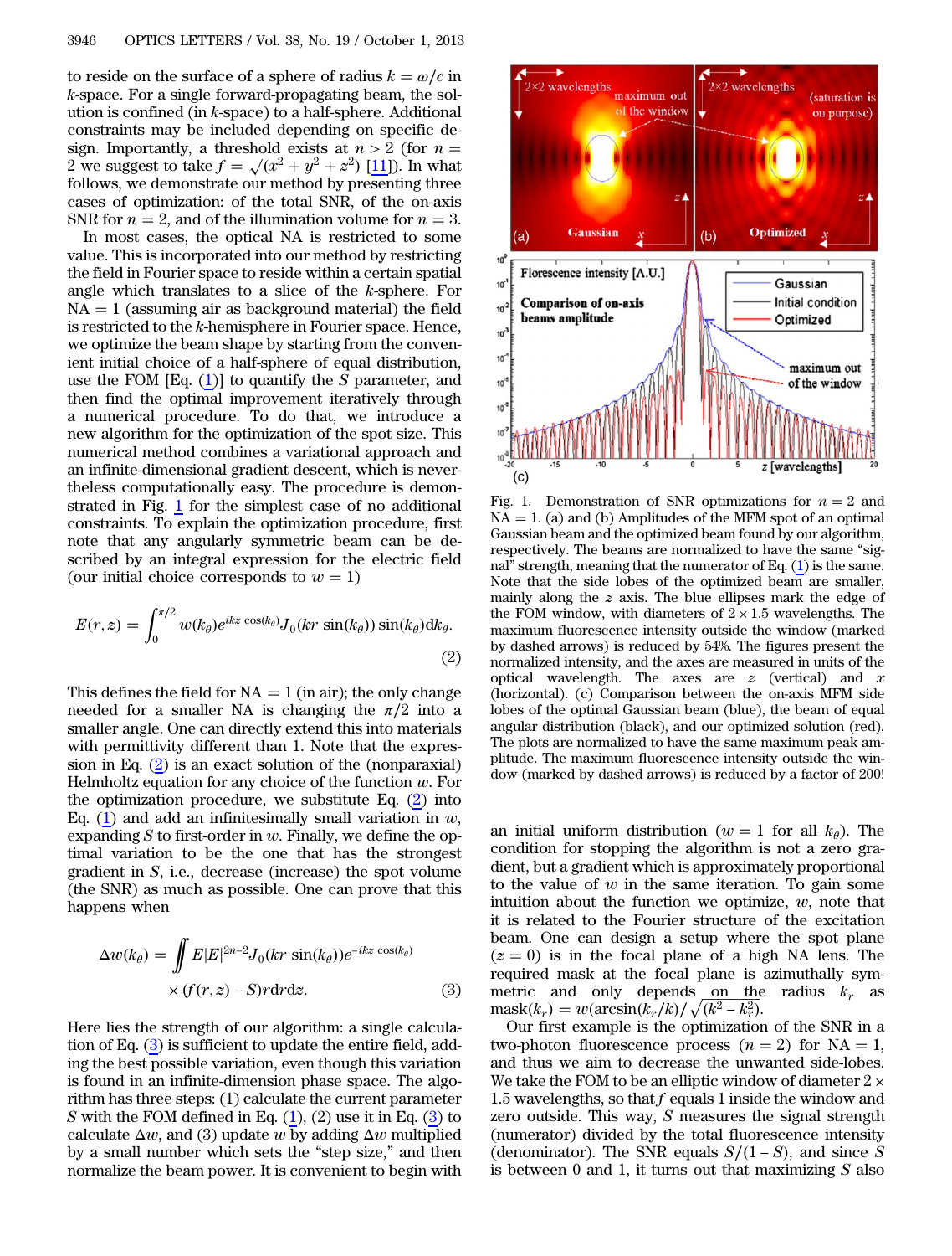to reside on the surface of a sphere of radius $k = \omega/c$ in $k$-space. For a single forward-propagating beam, the solution is confined (in $k$-space) to a half-sphere. Additional constraints may be included depending on specific design. Importantly, a threshold exists at $n > 2$ (for $n = 2$ we suggest to take $f = \sqrt{(x^2 + y^2 + z^2)}$ [11]). In what follows, we demonstrate our method by presenting three cases of optimization: of the total SNR, of the on-axis SNR for $n = 2$, and of the illumination volume for $n = 3$.

In most cases, the optical NA is restricted to some value. This is incorporated into our method by restricting the field in Fourier space to reside within a certain spatial angle which translates to a slice of the $k$-sphere. For $\mathrm{NA} = 1$ (assuming air as background material) the field is restricted to the $k$-hemisphere in Fourier space. Hence, we optimize the beam shape by starting from the convenient initial choice of a half-sphere of equal distribution, use the FOM [Eq. (1)] to quantify the $S$ parameter, and then find the optimal improvement iteratively through a numerical procedure. To do that, we introduce a new algorithm for the optimization of the spot size. This numerical method combines a variational approach and an infinite-dimensional gradient descent, which is nevertheless computationally easy. The procedure is demonstrated in Fig. 1 for the simplest case of no additional constraints. To explain the optimization procedure, first note that any angularly symmetric beam can be described by an integral expression for the electric field (our initial choice corresponds to $w = 1$)

$$E(r, z) = \int_0^{\pi/2} w(k_\theta) e^{ikz \cos(k_\theta)} J_0(kr \sin(k_\theta)) \sin(k_\theta) \mathrm{d}k_\theta. \tag{2}$$

This defines the field for $\mathrm{NA} = 1$ (in air); the only change needed for a smaller NA is changing the $\pi/2$ into a smaller angle. One can directly extend this into materials with permittivity different than 1. Note that the expression in Eq. (2) is an exact solution of the (nonparaxial) Helmholtz equation for any choice of the function $w$. For the optimization procedure, we substitute Eq. (2) into Eq. (1) and add an infinitesimally small variation in $w$, expanding $S$ to first-order in $w$. Finally, we define the optimal variation to be the one that has the strongest gradient in $S$, i.e., decrease (increase) the spot volume (the SNR) as much as possible. One can prove that this happens when

$$\Delta w(k_\theta) = \iint E|E|^{2n-2} J_0(kr \sin(k_\theta)) e^{-ikz \cos(k_\theta)} \times (f(r, z) - S) r \mathrm{d}r \mathrm{d}z. \tag{3}$$

Here lies the strength of our algorithm: a single calculation of Eq. (3) is sufficient to update the entire field, adding the best possible variation, even though this variation is found in an infinite-dimension phase space. The algorithm has three steps: (1) calculate the current parameter $S$ with the FOM defined in Eq. (1), (2) use it in Eq. (3) to calculate $\Delta w$, and (3) update $w$ by adding $\Delta w$ multiplied by a small number which sets the "step size," and then normalize the beam power. It is convenient to begin with an initial uniform distribution ($w = 1$ for all $k_\theta$). The condition for stopping the algorithm is not a zero gradient, but a gradient which is approximately proportional to the value of $w$ in the same iteration. To gain some intuition about the function we optimize, $w$, note that it is related to the Fourier structure of the excitation beam. One can design a setup where the spot plane ($z = 0$) is in the focal plane of a high NA lens. The required mask at the focal plane is azimuthally symmetric and only depends on the radius $k_r$ as $\mathrm{mask}(k_r) = w(\arcsin(k_r/k))/\sqrt{(k^2 - k_r^2)}$.

Our first example is the optimization of the SNR in a two-photon fluorescence process ($n = 2$) for $\mathrm{NA} = 1$, and thus we aim to decrease the unwanted side-lobes. We take the FOM to be an elliptic window of diameter $2 \times 1.5$ wavelengths, so that $f$ equals 1 inside the window and zero outside. This way, $S$ measures the signal strength (numerator) divided by the total fluorescence intensity (denominator). The SNR equals $S/(1 - S)$, and since $S$ is between 0 and 1, it turns out that maximizing $S$ also

Fig. 1. Demonstration of SNR optimizations for $n = 2$ and $\mathrm{NA} = 1$. (a) and (b) Amplitudes of the MFM spot of an optimal Gaussian beam and the optimized beam found by our algorithm, respectively. The beams are normalized to have the same "signal" strength, meaning that the numerator of Eq. (1) is the same. Note that the side lobes of the optimized beam are smaller, mainly along the $z$ axis. The blue ellipses mark the edge of the FOM window, with diameters of $2 \times 1.5$ wavelengths. The maximum fluorescence intensity outside the window (marked by dashed arrows) is reduced by 54%. The figures present the normalized intensity, and the axes are measured in units of the optical wavelength. The axes are $z$ (vertical) and $x$ (horizontal). (c) Comparison between the on-axis MFM side lobes of the optimal Gaussian beam (blue), the beam of equal angular distribution (black), and our optimized solution (red). The plots are normalized to have the same maximum peak amplitude. The maximum fluorescence intensity outside the window (marked by dashed arrows) is reduced by a factor of 200!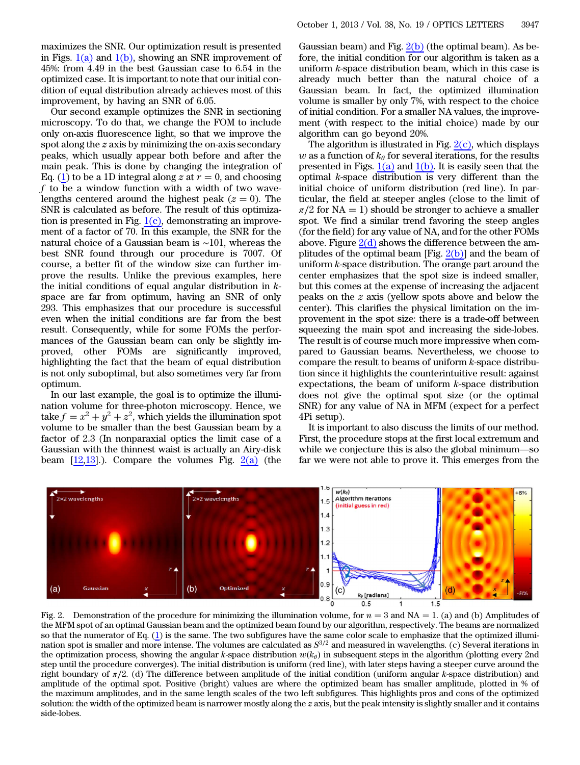maximizes the SNR. Our optimization result is presented in Figs. 1(a) and 1(b), showing an SNR improvement of 45%: from 4.49 in the best Gaussian case to 6.54 in the optimized case. It is important to note that our initial condition of equal distribution already achieves most of this improvement, by having an SNR of 6.05.

Our second example optimizes the SNR in sectioning microscopy. To do that, we change the FOM to include only on-axis fluorescence light, so that we improve the spot along the $z$ axis by minimizing the on-axis secondary peaks, which usually appear both before and after the main peak. This is done by changing the integration of Eq. (1) to be a 1D integral along $z$ at $r = 0$, and choosing $f$ to be a window function with a width of two wavelengths centered around the highest peak ($z = 0$). The SNR is calculated as before. The result of this optimization is presented in Fig. 1(c), demonstrating an improvement of a factor of 70. In this example, the SNR for the natural choice of a Gaussian beam is ~101, whereas the best SNR found through our procedure is 7007. Of course, a better fit of the window size can further improve the results. Unlike the previous examples, here the initial conditions of equal angular distribution in $k$-space are far from optimum, having an SNR of only 293. This emphasizes that our procedure is successful even when the initial conditions are far from the best result. Consequently, while for some FOMs the performances of the Gaussian beam can only be slightly improved, other FOMs are significantly improved, highlighting the fact that the beam of equal distribution is not only suboptimal, but also sometimes very far from optimum.

In our last example, the goal is to optimize the illumination volume for three-photon microscopy. Hence, we take $f = x^2 + y^2 + z^2$, which yields the illumination spot volume to be smaller than the best Gaussian beam by a factor of 2.3 (In nonparaxial optics the limit case of a Gaussian with the thinnest waist is actually an Airy-disk beam [12,13].). Compare the volumes Fig. 2(a) (the Gaussian beam) and Fig. 2(b) (the optimal beam). As before, the initial condition for our algorithm is taken as a uniform $k$-space distribution beam, which in this case is already much better than the natural choice of a Gaussian beam. In fact, the optimized illumination volume is smaller by only 7%, with respect to the choice of initial condition. For a smaller NA values, the improvement (with respect to the initial choice) made by our algorithm can go beyond 20%.

The algorithm is illustrated in Fig. 2(c), which displays $w$ as a function of $k_\theta$ for several iterations, for the results presented in Figs. 1(a) and 1(b). It is easily seen that the optimal $k$-space distribution is very different than the initial choice of uniform distribution (red line). In particular, the field at steeper angles (close to the limit of $\pi/2$ for NA = 1) should be stronger to achieve a smaller spot. We find a similar trend favoring the steep angles (for the field) for any value of NA, and for the other FOMs above. Figure 2(d) shows the difference between the amplitudes of the optimal beam [Fig. 2(b)] and the beam of uniform $k$-space distribution. The orange part around the center emphasizes that the spot size is indeed smaller, but this comes at the expense of increasing the adjacent peaks on the $z$ axis (yellow spots above and below the center). This clarifies the physical limitation on the improvement in the spot size: there is a trade-off between squeezing the main spot and increasing the side-lobes. The result is of course much more impressive when compared to Gaussian beams. Nevertheless, we choose to compare the result to beams of uniform $k$-space distribution since it highlights the counterintuitive result: against expectations, the beam of uniform $k$-space distribution does not give the optimal spot size (or the optimal SNR) for any value of NA in MFM (expect for a perfect 4Pi setup).

It is important to also discuss the limits of our method. First, the procedure stops at the first local extremum and while we conjecture this is also the global minimum—so far we were not able to prove it. This emerges from the

Fig. 2. Demonstration of the procedure for minimizing the illumination volume, for $n = 3$ and NA = 1. (a) and (b) Amplitudes of the MFM spot of an optimal Gaussian beam and the optimized beam found by our algorithm, respectively. The beams are normalized so that the numerator of Eq. (1) is the same. The two subfigures have the same color scale to emphasize that the optimized illumination spot is smaller and more intense. The volumes are calculated as $S^{3/2}$ and measured in wavelengths. (c) Several iterations in the optimization process, showing the angular $k$-space distribution $w(k_\theta)$ in subsequent steps in the algorithm (plotting every 2nd step until the procedure converges). The initial distribution is uniform (red line), with later steps having a steeper curve around the right boundary of $\pi/2$. (d) The difference between amplitude of the initial condition (uniform angular $k$-space distribution) and amplitude of the optimal spot. Positive (bright) values are where the optimized beam has smaller amplitude, plotted in % of the maximum amplitudes, and in the same length scales of the two left subfigures. This highlights pros and cons of the optimized solution: the width of the optimized beam is narrower mostly along the $z$ axis, but the peak intensity is slightly smaller and it contains side-lobes.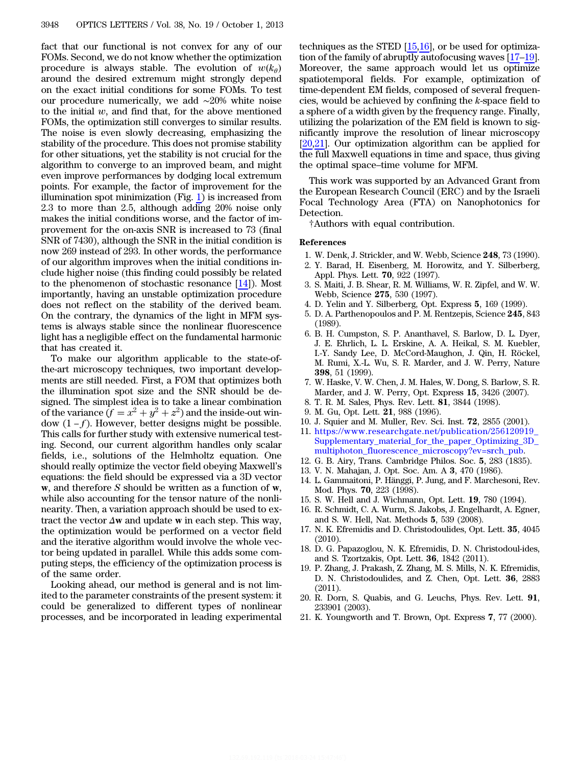fact that our functional is not convex for any of our FOMs. Second, we do not know whether the optimization procedure is always stable. The evolution of $w(k_\theta)$ around the desired extremum might strongly depend on the exact initial conditions for some FOMs. To test our procedure numerically, we add ~20% white noise to the initial $w$, and find that, for the above mentioned FOMs, the optimization still converges to similar results. The noise is even slowly decreasing, emphasizing the stability of the procedure. This does not promise stability for other situations, yet the stability is not crucial for the algorithm to converge to an improved beam, and might even improve performances by dodging local extremum points. For example, the factor of improvement for the illumination spot minimization (Fig. 1) is increased from 2.3 to more than 2.5, although adding 20% noise only makes the initial conditions worse, and the factor of improvement for the on-axis SNR is increased to 73 (final SNR of 7430), although the SNR in the initial condition is now 269 instead of 293. In other words, the performance of our algorithm improves when the initial conditions include higher noise (this finding could possibly be related to the phenomenon of stochastic resonance [14]). Most importantly, having an unstable optimization procedure does not reflect on the stability of the derived beam. On the contrary, the dynamics of the light in MFM systems is always stable since the nonlinear fluorescence light has a negligible effect on the fundamental harmonic that has created it.

To make our algorithm applicable to the state-of-the-art microscopy techniques, two important developments are still needed. First, a FOM that optimizes both the illumination spot size and the SNR should be designed. The simplest idea is to take a linear combination of the variance ($f = x^2 + y^2 + z^2$) and the inside-out window $(1 - f)$. However, better designs might be possible. This calls for further study with extensive numerical testing. Second, our current algorithm handles only scalar fields, i.e., solutions of the Helmholtz equation. One should really optimize the vector field obeying Maxwell's equations: the field should be expressed via a 3D vector $\mathbf{w}$, and therefore $S$ should be written as a function of $\mathbf{w}$, while also accounting for the tensor nature of the nonlinearity. Then, a variation approach should be used to extract the vector $\Delta\mathbf{w}$ and update $\mathbf{w}$ in each step. This way, the optimization would be performed on a vector field and the iterative algorithm would involve the whole vector being updated in parallel. While this adds some computing steps, the efficiency of the optimization process is of the same order.

Looking ahead, our method is general and is not limited to the parameter constraints of the present system: it could be generalized to different types of nonlinear processes, and be incorporated in leading experimental techniques as the STED [15,16], or be used for optimization of the family of abruptly autofocusing waves [17–19]. Moreover, the same approach would let us optimize spatiotemporal fields. For example, optimization of time-dependent EM fields, composed of several frequencies, would be achieved by confining the $k$-space field to a sphere of a width given by the frequency range. Finally, utilizing the polarization of the EM field is known to significantly improve the resolution of linear microscopy [20,21]. Our optimization algorithm can be applied for the full Maxwell equations in time and space, thus giving the optimal space–time volume for MFM.

This work was supported by an Advanced Grant from the European Research Council (ERC) and by the Israeli Focal Technology Area (FTA) on Nanophotonics for Detection.

†Authors with equal contribution.

## References

1. W. Denk, J. Strickler, and W. Webb, Science **248**, 73 (1990).
2. Y. Barad, H. Eisenberg, M. Horowitz, and Y. Silberberg, Appl. Phys. Lett. **70**, 922 (1997).
3. S. Maiti, J. B. Shear, R. M. Williams, W. R. Zipfel, and W. W. Webb, Science **275**, 530 (1997).
4. D. Yelin and Y. Silberberg, Opt. Express **5**, 169 (1999).
5. D. A. Parthenopoulos and P. M. Rentzepis, Science **245**, 843 (1989).
6. B. H. Cumpston, S. P. Ananthavel, S. Barlow, D. L. Dyer, J. E. Ehrlich, L. L. Erskine, A. A. Heikal, S. M. Kuebler, I.-Y. Sandy Lee, D. McCord-Maughon, J. Qin, H. Röckel, M. Rumi, X.-L. Wu, S. R. Marder, and J. W. Perry, Nature **398**, 51 (1999).
7. W. Haske, V. W. Chen, J. M. Hales, W. Dong, S. Barlow, S. R. Marder, and J. W. Perry, Opt. Express **15**, 3426 (2007).
8. T. R. M. Sales, Phys. Rev. Lett. **81**, 3844 (1998).
9. M. Gu, Opt. Lett. **21**, 988 (1996).
10. J. Squier and M. Muller, Rev. Sci. Inst. **72**, 2855 (2001).
11. https://www.researchgate.net/publication/256120919_Supplementary_material_for_the_paper_Optimizing_3D_multiphoton_fluorescence_microscopy?ev=srch_pub.
12. G. B. Airy, Trans. Cambridge Philos. Soc. **5**, 283 (1835).
13. V. N. Mahajan, J. Opt. Soc. Am. A **3**, 470 (1986).
14. L. Gammaitoni, P. Hänggi, P. Jung, and F. Marchesoni, Rev. Mod. Phys. **70**, 223 (1998).
15. S. W. Hell and J. Wichmann, Opt. Lett. **19**, 780 (1994).
16. R. Schmidt, C. A. Wurm, S. Jakobs, J. Engelhardt, A. Egner, and S. W. Hell, Nat. Methods **5**, 539 (2008).
17. N. K. Efremidis and D. Christodoulides, Opt. Lett. **35**, 4045 (2010).
18. D. G. Papazoglou, N. K. Efremidis, D. N. Christodoul-ides, and S. Tzortzakis, Opt. Lett. **36**, 1842 (2011).
19. P. Zhang, J. Prakash, Z. Zhang, M. S. Mills, N. K. Efremidis, D. N. Christodoulides, and Z. Chen, Opt. Lett. **36**, 2883 (2011).
20. R. Dorn, S. Quabis, and G. Leuchs, Phys. Rev. Lett. **91**, 233901 (2003).
21. K. Youngworth and T. Brown, Opt. Express **7**, 77 (2000).